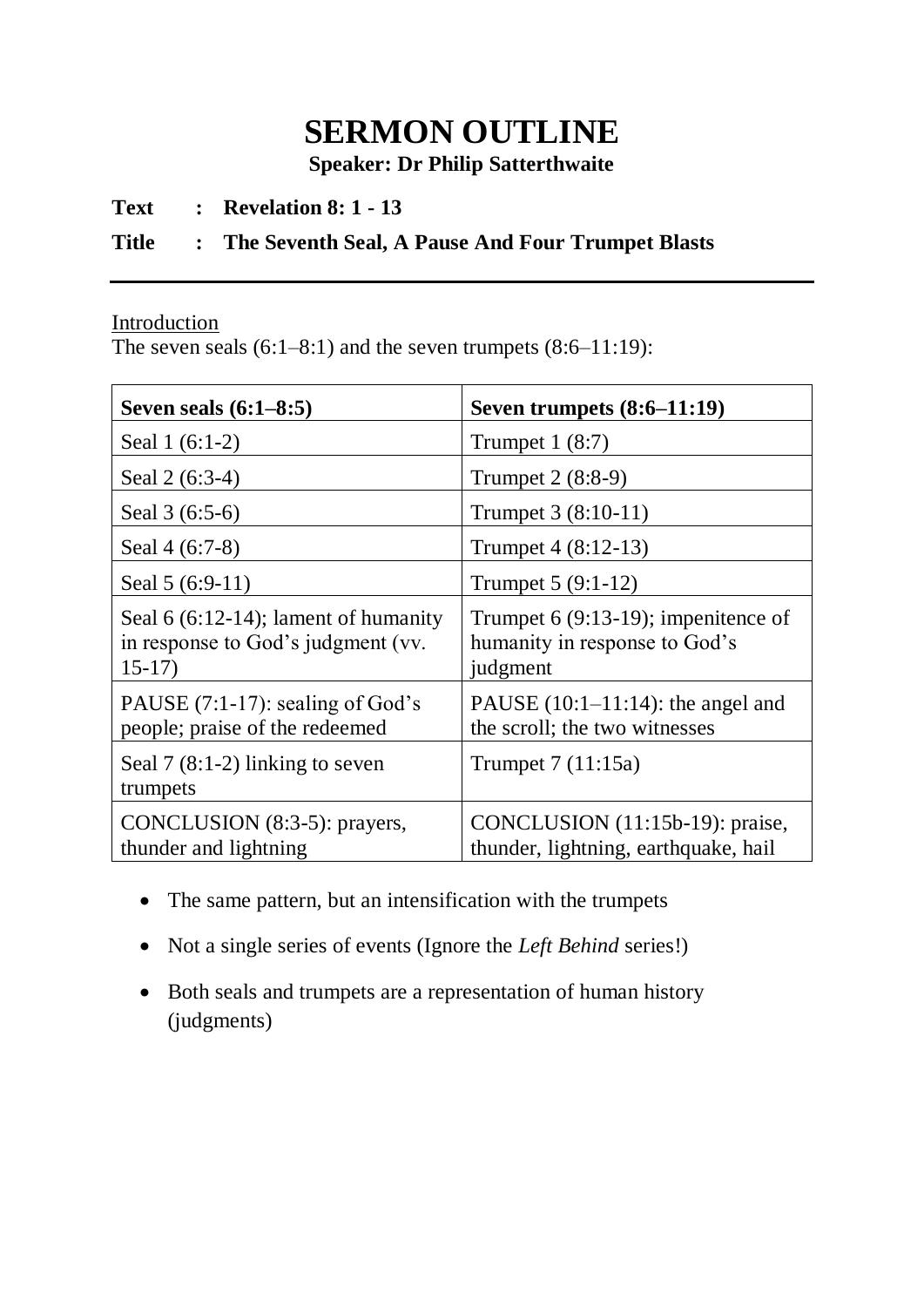# SERMON OUTLINE

**Speaker: Dr Philip Satterthwaite**

**Text : Revelation 8: 1 - 13**

**Title : The Seventh Seal, A Pause And Four Trumpet Blasts**

---

Introduction

The seven seals (6:1–8:1) and the seven trumpets (8:6–11:19):

| **Seven seals (6:1–8:5)** | **Seven trumpets (8:6–11:19)** |
|---|---|
| Seal 1 (6:1-2) | Trumpet 1 (8:7) |
| Seal 2 (6:3-4) | Trumpet 2 (8:8-9) |
| Seal 3 (6:5-6) | Trumpet 3 (8:10-11) |
| Seal 4 (6:7-8) | Trumpet 4 (8:12-13) |
| Seal 5 (6:9-11) | Trumpet 5 (9:1-12) |
| Seal 6 (6:12-14); lament of humanity in response to God's judgment (vv. 15-17) | Trumpet 6 (9:13-19); impenitence of humanity in response to God's judgment |
| PAUSE (7:1-17): sealing of God's people; praise of the redeemed | PAUSE (10:1–11:14): the angel and the scroll; the two witnesses |
| Seal 7 (8:1-2) linking to seven trumpets | Trumpet 7 (11:15a) |
| CONCLUSION (8:3-5): prayers, thunder and lightning | CONCLUSION (11:15b-19): praise, thunder, lightning, earthquake, hail |

- The same pattern, but an intensification with the trumpets
- Not a single series of events (Ignore the *Left Behind* series!)
- Both seals and trumpets are a representation of human history (judgments)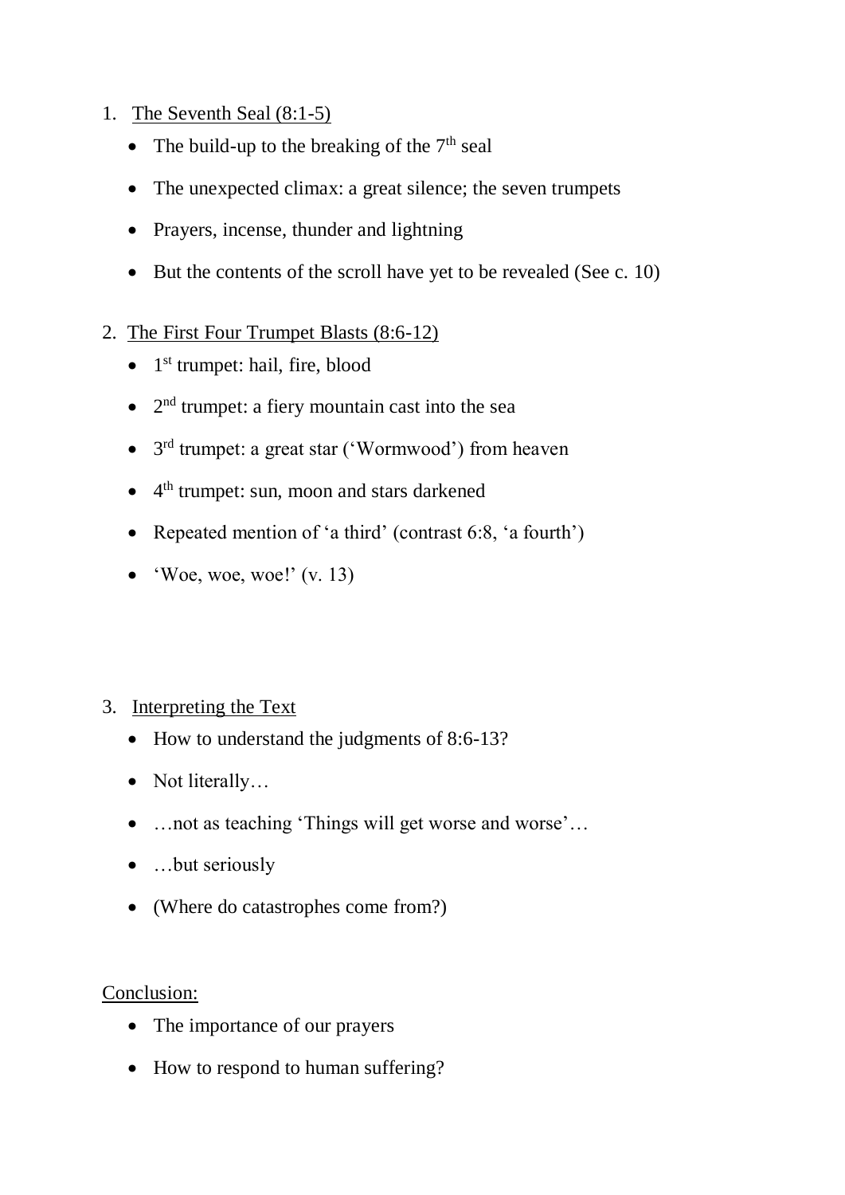1. The Seventh Seal (8:1-5)
    - The build-up to the breaking of the 7th seal
    - The unexpected climax: a great silence; the seven trumpets
    - Prayers, incense, thunder and lightning
    - But the contents of the scroll have yet to be revealed (See c. 10)

2. The First Four Trumpet Blasts (8:6-12)
    - 1st trumpet: hail, fire, blood
    - 2nd trumpet: a fiery mountain cast into the sea
    - 3rd trumpet: a great star ('Wormwood') from heaven
    - 4th trumpet: sun, moon and stars darkened
    - Repeated mention of 'a third' (contrast 6:8, 'a fourth')
    - 'Woe, woe, woe!' (v. 13)

3. Interpreting the Text
    - How to understand the judgments of 8:6-13?
    - Not literally…
    - …not as teaching 'Things will get worse and worse'…
    - …but seriously
    - (Where do catastrophes come from?)

Conclusion:

- The importance of our prayers
- How to respond to human suffering?